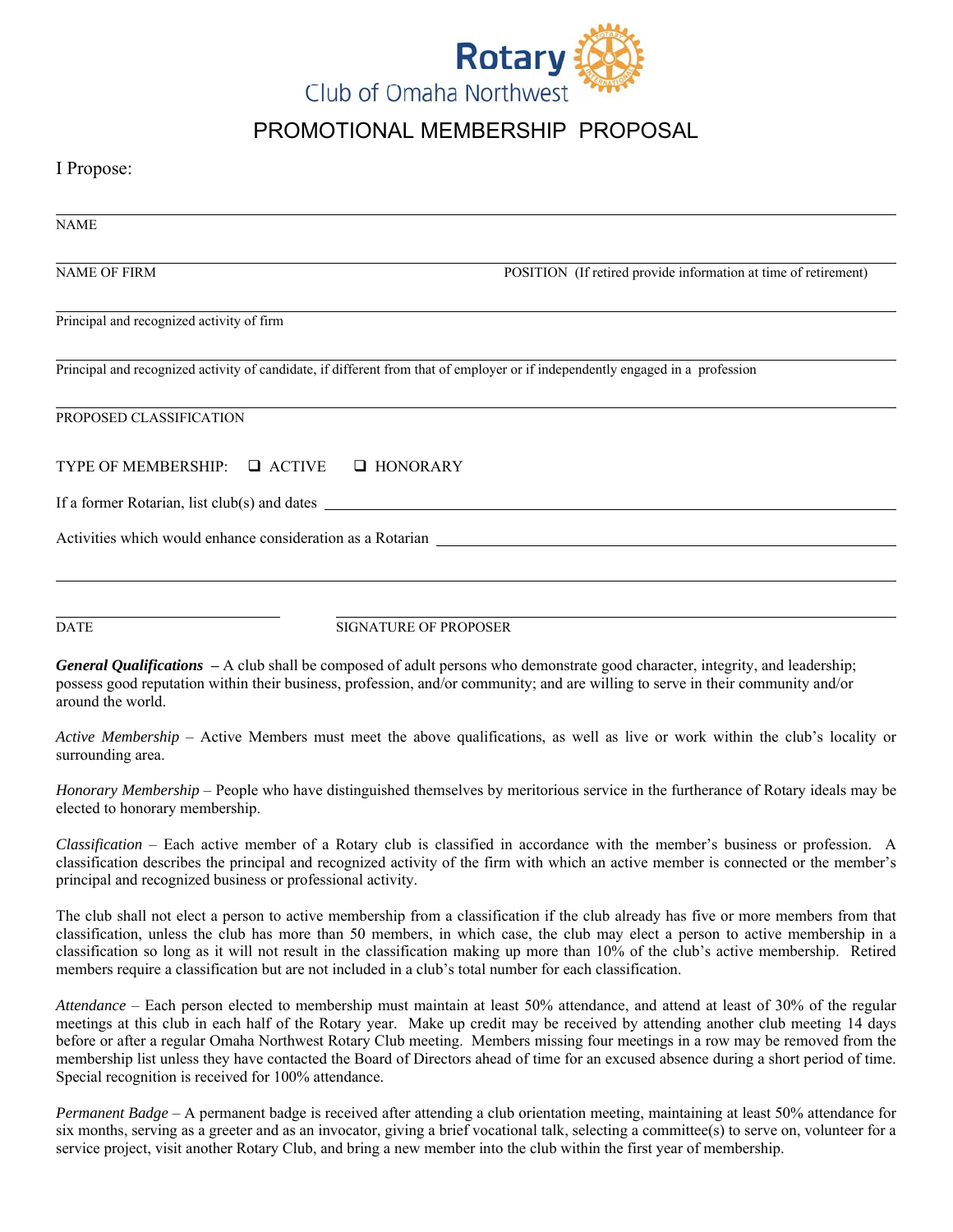# Rotary Club of Omaha Northwest

## PROMOTIONAL MEMBERSHIP PROPOSAL

I Propose:

______________________________________________________________________

NAME

______________________________________________________________________

NAME OF FIRM POSITION (If retired provide information at time of retirement)

______________________________________________________________________

Principal and recognized activity of firm

______________________________________________________________________

Principal and recognized activity of candidate, if different from that of employer or if independently engaged in a profession

______________________________________________________________________

PROPOSED CLASSIFICATION

TYPE OF MEMBERSHIP: ☐ ACTIVE ☐ HONORARY

If a former Rotarian, list club(s) and dates ______________________________________________

Activities which would enhance consideration as a Rotarian ______________________________________________

______________________________________________________________________

______________________ ______________________________________________

DATE SIGNATURE OF PROPOSER

***General Qualifications*** **–** A club shall be composed of adult persons who demonstrate good character, integrity, and leadership; possess good reputation within their business, profession, and/or community; and are willing to serve in their community and/or around the world.

*Active Membership* – Active Members must meet the above qualifications, as well as live or work within the club's locality or surrounding area.

*Honorary Membership* – People who have distinguished themselves by meritorious service in the furtherance of Rotary ideals may be elected to honorary membership.

*Classification* – Each active member of a Rotary club is classified in accordance with the member's business or profession. A classification describes the principal and recognized activity of the firm with which an active member is connected or the member's principal and recognized business or professional activity.

The club shall not elect a person to active membership from a classification if the club already has five or more members from that classification, unless the club has more than 50 members, in which case, the club may elect a person to active membership in a classification so long as it will not result in the classification making up more than 10% of the club's active membership. Retired members require a classification but are not included in a club's total number for each classification.

*Attendance* – Each person elected to membership must maintain at least 50% attendance, and attend at least of 30% of the regular meetings at this club in each half of the Rotary year. Make up credit may be received by attending another club meeting 14 days before or after a regular Omaha Northwest Rotary Club meeting. Members missing four meetings in a row may be removed from the membership list unless they have contacted the Board of Directors ahead of time for an excused absence during a short period of time. Special recognition is received for 100% attendance.

*Permanent Badge* – A permanent badge is received after attending a club orientation meeting, maintaining at least 50% attendance for six months, serving as a greeter and as an invocator, giving a brief vocational talk, selecting a committee(s) to serve on, volunteer for a service project, visit another Rotary Club, and bring a new member into the club within the first year of membership.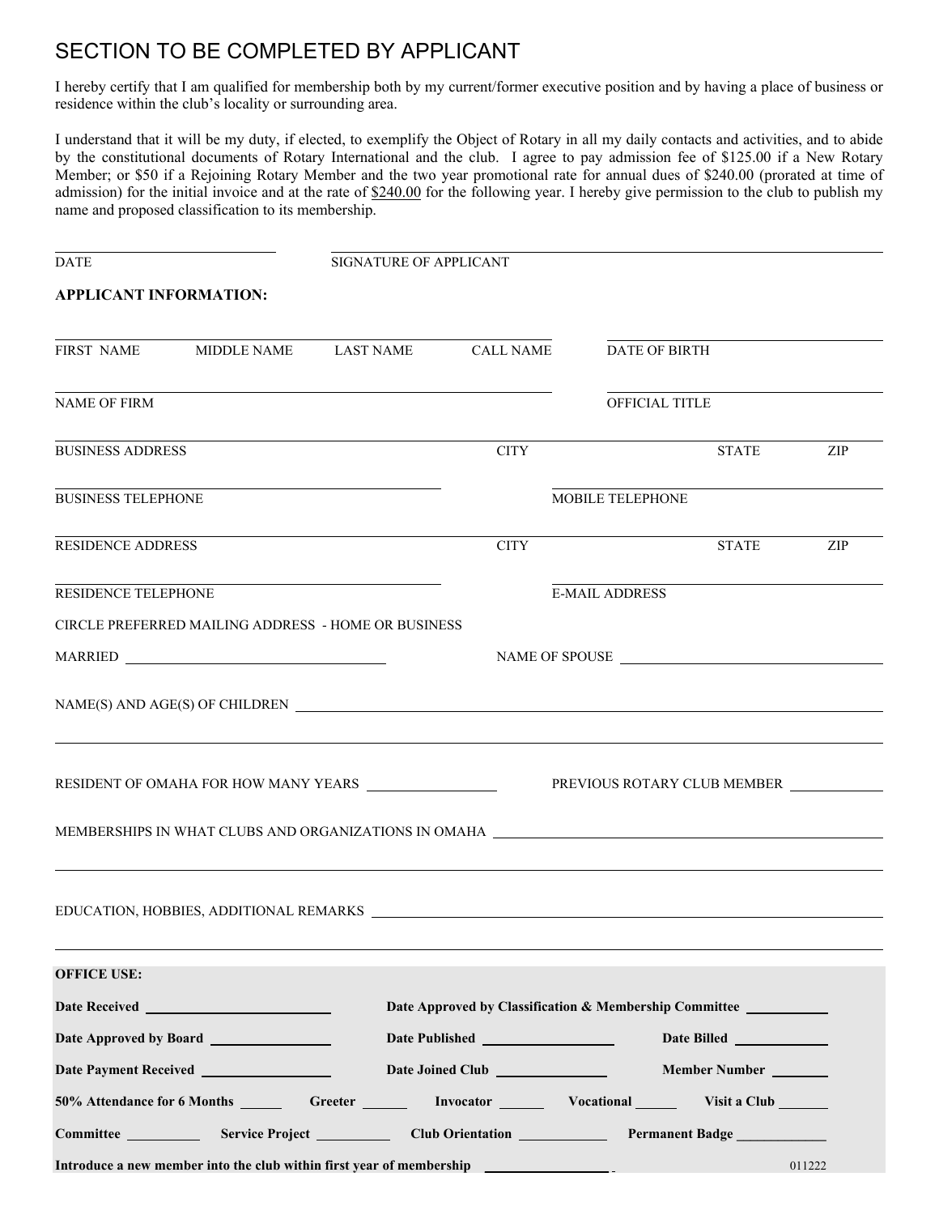# SECTION TO BE COMPLETED BY APPLICANT

I hereby certify that I am qualified for membership both by my current/former executive position and by having a place of business or residence within the club's locality or surrounding area.

I understand that it will be my duty, if elected, to exemplify the Object of Rotary in all my daily contacts and activities, and to abide by the constitutional documents of Rotary International and the club. I agree to pay admission fee of $125.00 if a New Rotary Member; or $50 if a Rejoining Rotary Member and the two year promotional rate for annual dues of $240.00 (prorated at time of admission) for the initial invoice and at the rate of $240.00 for the following year. I hereby give permission to the club to publish my name and proposed classification to its membership.

DATE ____________________ SIGNATURE OF APPLICANT ____________________

**APPLICANT INFORMATION:**

FIRST NAME ______ MIDDLE NAME ______ LAST NAME ______ CALL NAME ______ DATE OF BIRTH ______

NAME OF FIRM ____________________ OFFICIAL TITLE ____________________

BUSINESS ADDRESS ______ CITY ______ STATE ______ ZIP ______

BUSINESS TELEPHONE ____________________ MOBILE TELEPHONE ____________________

RESIDENCE ADDRESS ______ CITY ______ STATE ______ ZIP ______

RESIDENCE TELEPHONE ____________________ E-MAIL ADDRESS ____________________

CIRCLE PREFERRED MAILING ADDRESS - HOME OR BUSINESS

MARRIED ____________________ NAME OF SPOUSE ____________________

NAME(S) AND AGE(S) OF CHILDREN ____________________

RESIDENT OF OMAHA FOR HOW MANY YEARS ______ PREVIOUS ROTARY CLUB MEMBER ______

MEMBERSHIPS IN WHAT CLUBS AND ORGANIZATIONS IN OMAHA ____________________

EDUCATION, HOBBIES, ADDITIONAL REMARKS ____________________

**OFFICE USE:**

**Date Received** ______ **Date Approved by Classification & Membership Committee** ______

**Date Approved by Board** ______ **Date Published** ______ **Date Billed** ______

**Date Payment Received** ______ **Date Joined Club** ______ **Member Number** ______

**50% Attendance for 6 Months** ______ **Greeter** ______ **Invocator** ______ **Vocational** ______ **Visit a Club** ______

**Committee** ______ **Service Project** ______ **Club Orientation** ______ **Permanent Badge** ______

**Introduce a new member into the club within first year of membership** ______

011222